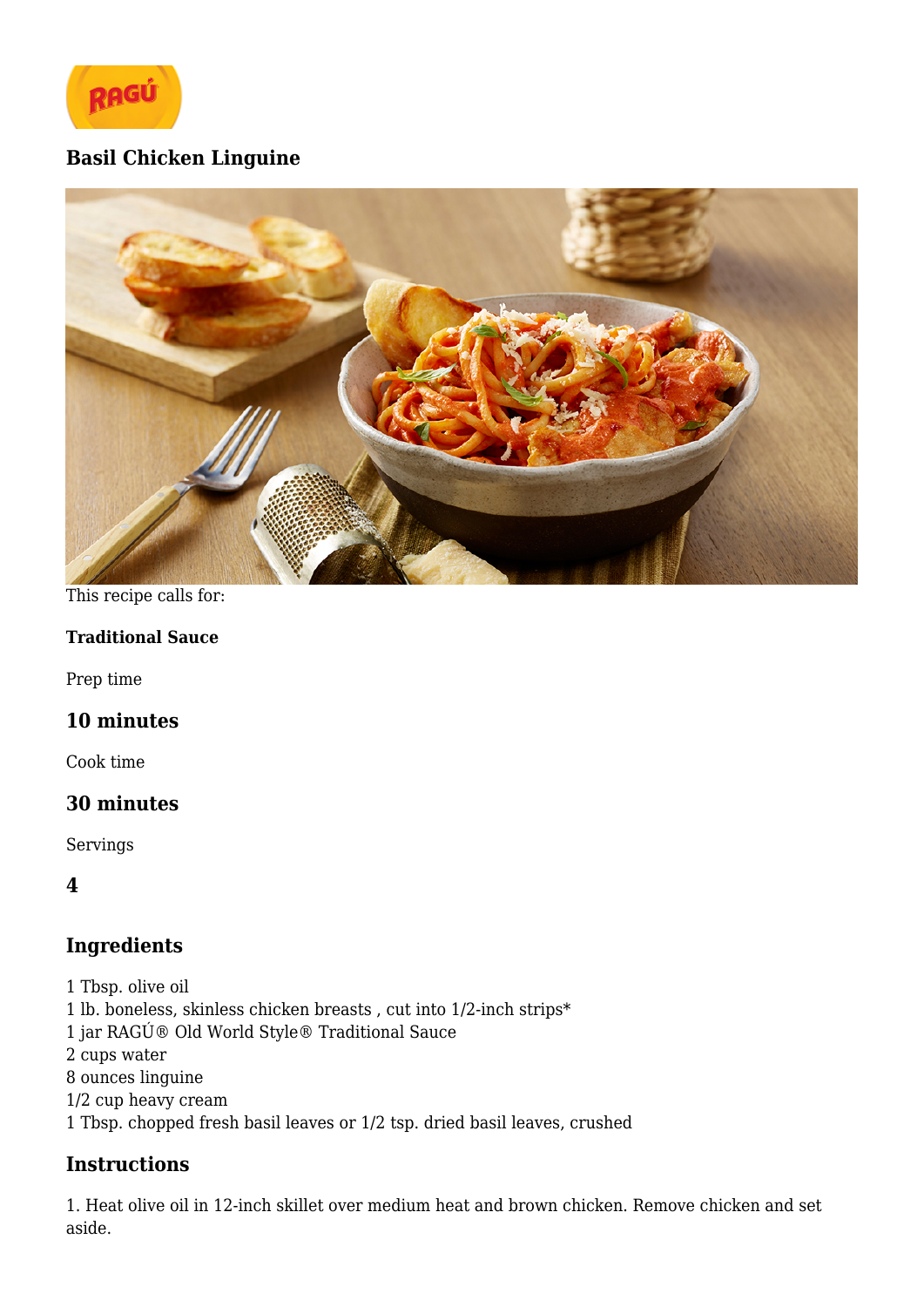### Basil Chicken Linguine

This recipe calls for:

**Traditional Sauce**

Prep time

### 10 minutes

Cook time

### 30 minutes

Servings

### 4

## Ingredients

1 Tbsp. olive oil
1 lb. boneless, skinless chicken breasts , cut into 1/2-inch strips*
1 jar RAGÚ® Old World Style® Traditional Sauce
2 cups water
8 ounces linguine
1/2 cup heavy cream
1 Tbsp. chopped fresh basil leaves or 1/2 tsp. dried basil leaves, crushed

## Instructions

1. Heat olive oil in 12-inch skillet over medium heat and brown chicken. Remove chicken and set aside.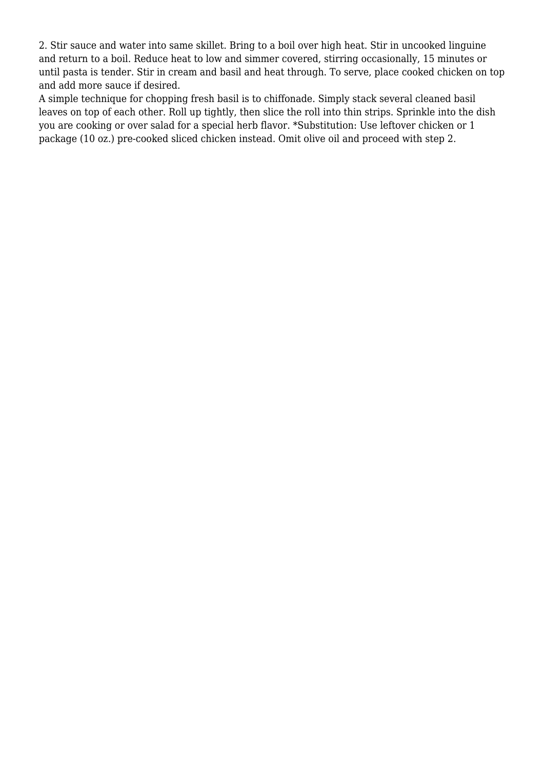2. Stir sauce and water into same skillet. Bring to a boil over high heat. Stir in uncooked linguine and return to a boil. Reduce heat to low and simmer covered, stirring occasionally, 15 minutes or until pasta is tender. Stir in cream and basil and heat through. To serve, place cooked chicken on top and add more sauce if desired.

A simple technique for chopping fresh basil is to chiffonade. Simply stack several cleaned basil leaves on top of each other. Roll up tightly, then slice the roll into thin strips. Sprinkle into the dish you are cooking or over salad for a special herb flavor. *Substitution: Use leftover chicken or 1 package (10 oz.) pre-cooked sliced chicken instead. Omit olive oil and proceed with step 2.